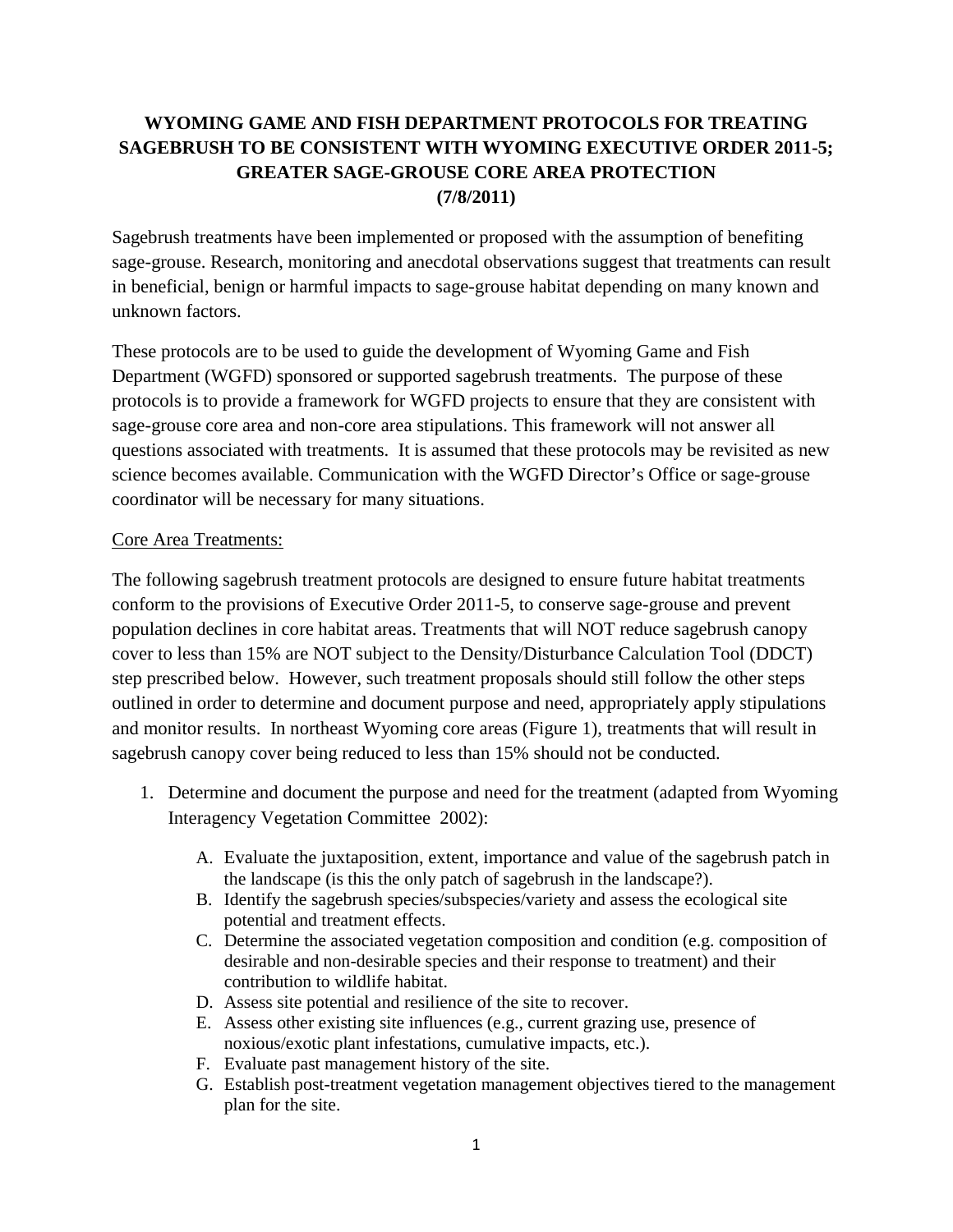# WYOMING GAME AND FISH DEPARTMENT PROTOCOLS FOR TREATING SAGEBRUSH TO BE CONSISTENT WITH WYOMING EXECUTIVE ORDER 2011-5; GREATER SAGE-GROUSE CORE AREA PROTECTION (7/8/2011)

Sagebrush treatments have been implemented or proposed with the assumption of benefiting sage-grouse. Research, monitoring and anecdotal observations suggest that treatments can result in beneficial, benign or harmful impacts to sage-grouse habitat depending on many known and unknown factors.

These protocols are to be used to guide the development of Wyoming Game and Fish Department (WGFD) sponsored or supported sagebrush treatments. The purpose of these protocols is to provide a framework for WGFD projects to ensure that they are consistent with sage-grouse core area and non-core area stipulations. This framework will not answer all questions associated with treatments. It is assumed that these protocols may be revisited as new science becomes available. Communication with the WGFD Director's Office or sage-grouse coordinator will be necessary for many situations.

## Core Area Treatments:

The following sagebrush treatment protocols are designed to ensure future habitat treatments conform to the provisions of Executive Order 2011-5, to conserve sage-grouse and prevent population declines in core habitat areas. Treatments that will NOT reduce sagebrush canopy cover to less than 15% are NOT subject to the Density/Disturbance Calculation Tool (DDCT) step prescribed below. However, such treatment proposals should still follow the other steps outlined in order to determine and document purpose and need, appropriately apply stipulations and monitor results. In northeast Wyoming core areas (Figure 1), treatments that will result in sagebrush canopy cover being reduced to less than 15% should not be conducted.

1. Determine and document the purpose and need for the treatment (adapted from Wyoming Interagency Vegetation Committee 2002):
   A. Evaluate the juxtaposition, extent, importance and value of the sagebrush patch in the landscape (is this the only patch of sagebrush in the landscape?).
   B. Identify the sagebrush species/subspecies/variety and assess the ecological site potential and treatment effects.
   C. Determine the associated vegetation composition and condition (e.g. composition of desirable and non-desirable species and their response to treatment) and their contribution to wildlife habitat.
   D. Assess site potential and resilience of the site to recover.
   E. Assess other existing site influences (e.g., current grazing use, presence of noxious/exotic plant infestations, cumulative impacts, etc.).
   F. Evaluate past management history of the site.
   G. Establish post-treatment vegetation management objectives tiered to the management plan for the site.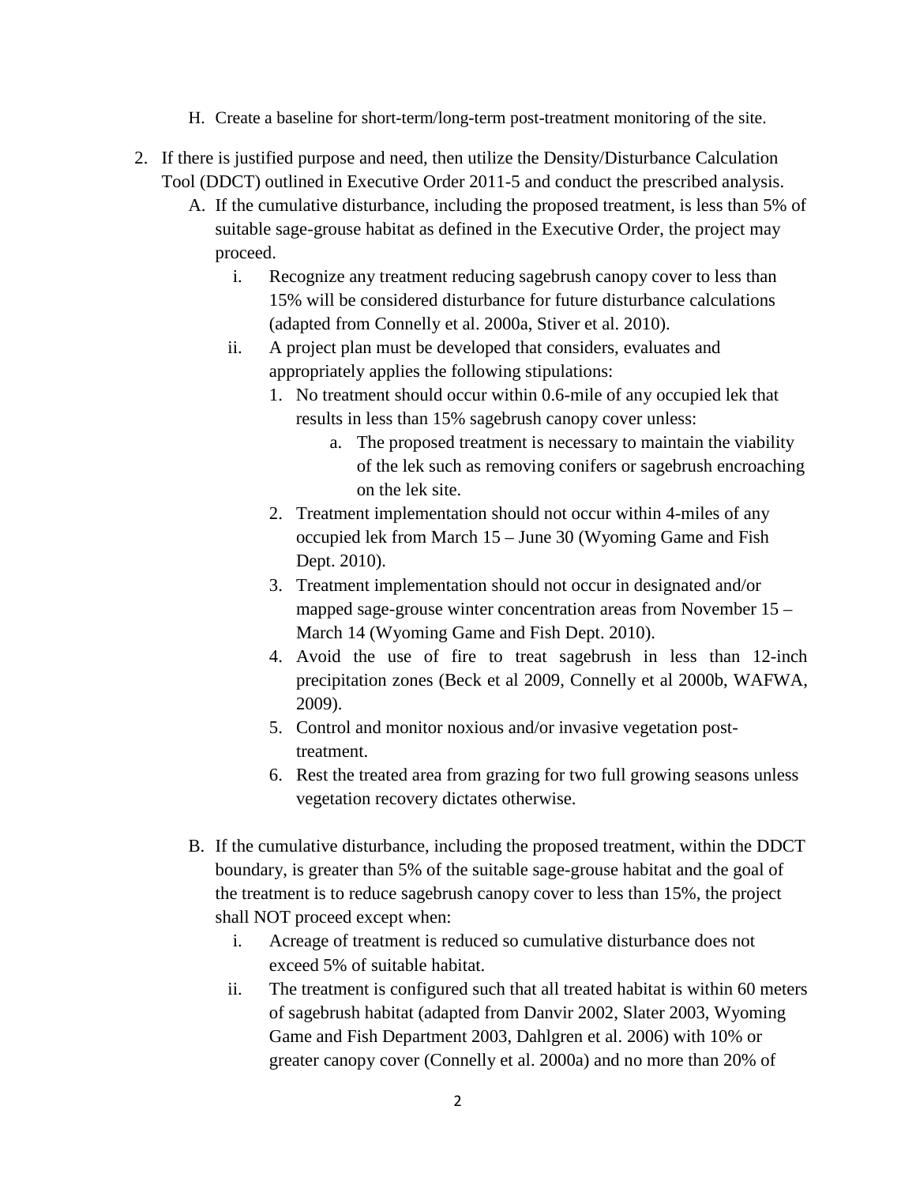H. Create a baseline for short-term/long-term post-treatment monitoring of the site.

2. If there is justified purpose and need, then utilize the Density/Disturbance Calculation Tool (DDCT) outlined in Executive Order 2011-5 and conduct the prescribed analysis.

   A. If the cumulative disturbance, including the proposed treatment, is less than 5% of suitable sage-grouse habitat as defined in the Executive Order, the project may proceed.

      i. Recognize any treatment reducing sagebrush canopy cover to less than 15% will be considered disturbance for future disturbance calculations (adapted from Connelly et al. 2000a, Stiver et al. 2010).

      ii. A project plan must be developed that considers, evaluates and appropriately applies the following stipulations:

         1. No treatment should occur within 0.6-mile of any occupied lek that results in less than 15% sagebrush canopy cover unless:

            a. The proposed treatment is necessary to maintain the viability of the lek such as removing conifers or sagebrush encroaching on the lek site.

         2. Treatment implementation should not occur within 4-miles of any occupied lek from March 15 – June 30 (Wyoming Game and Fish Dept. 2010).

         3. Treatment implementation should not occur in designated and/or mapped sage-grouse winter concentration areas from November 15 – March 14 (Wyoming Game and Fish Dept. 2010).

         4. Avoid the use of fire to treat sagebrush in less than 12-inch precipitation zones (Beck et al 2009, Connelly et al 2000b, WAFWA, 2009).

         5. Control and monitor noxious and/or invasive vegetation post-treatment.

         6. Rest the treated area from grazing for two full growing seasons unless vegetation recovery dictates otherwise.

   B. If the cumulative disturbance, including the proposed treatment, within the DDCT boundary, is greater than 5% of the suitable sage-grouse habitat and the goal of the treatment is to reduce sagebrush canopy cover to less than 15%, the project shall NOT proceed except when:

      i. Acreage of treatment is reduced so cumulative disturbance does not exceed 5% of suitable habitat.

      ii. The treatment is configured such that all treated habitat is within 60 meters of sagebrush habitat (adapted from Danvir 2002, Slater 2003, Wyoming Game and Fish Department 2003, Dahlgren et al. 2006) with 10% or greater canopy cover (Connelly et al. 2000a) and no more than 20% of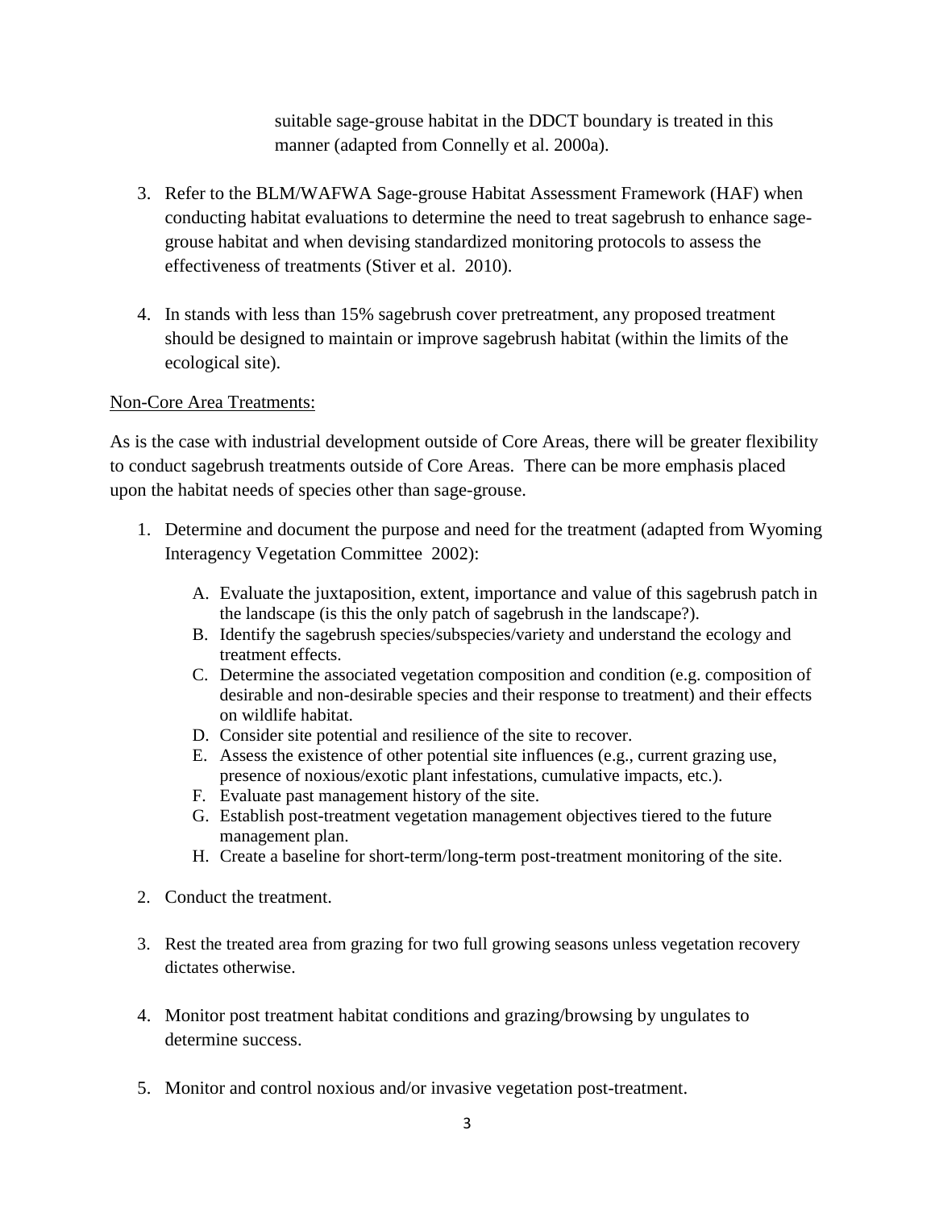suitable sage-grouse habitat in the DDCT boundary is treated in this manner (adapted from Connelly et al. 2000a).

3. Refer to the BLM/WAFWA Sage-grouse Habitat Assessment Framework (HAF) when conducting habitat evaluations to determine the need to treat sagebrush to enhance sage-grouse habitat and when devising standardized monitoring protocols to assess the effectiveness of treatments (Stiver et al. 2010).

4. In stands with less than 15% sagebrush cover pretreatment, any proposed treatment should be designed to maintain or improve sagebrush habitat (within the limits of the ecological site).

<u>Non-Core Area Treatments:</u>

As is the case with industrial development outside of Core Areas, there will be greater flexibility to conduct sagebrush treatments outside of Core Areas. There can be more emphasis placed upon the habitat needs of species other than sage-grouse.

1. Determine and document the purpose and need for the treatment (adapted from Wyoming Interagency Vegetation Committee 2002):

   A. Evaluate the juxtaposition, extent, importance and value of this sagebrush patch in the landscape (is this the only patch of sagebrush in the landscape?).
   B. Identify the sagebrush species/subspecies/variety and understand the ecology and treatment effects.
   C. Determine the associated vegetation composition and condition (e.g. composition of desirable and non-desirable species and their response to treatment) and their effects on wildlife habitat.
   D. Consider site potential and resilience of the site to recover.
   E. Assess the existence of other potential site influences (e.g., current grazing use, presence of noxious/exotic plant infestations, cumulative impacts, etc.).
   F. Evaluate past management history of the site.
   G. Establish post-treatment vegetation management objectives tiered to the future management plan.
   H. Create a baseline for short-term/long-term post-treatment monitoring of the site.

2. Conduct the treatment.

3. Rest the treated area from grazing for two full growing seasons unless vegetation recovery dictates otherwise.

4. Monitor post treatment habitat conditions and grazing/browsing by ungulates to determine success.

5. Monitor and control noxious and/or invasive vegetation post-treatment.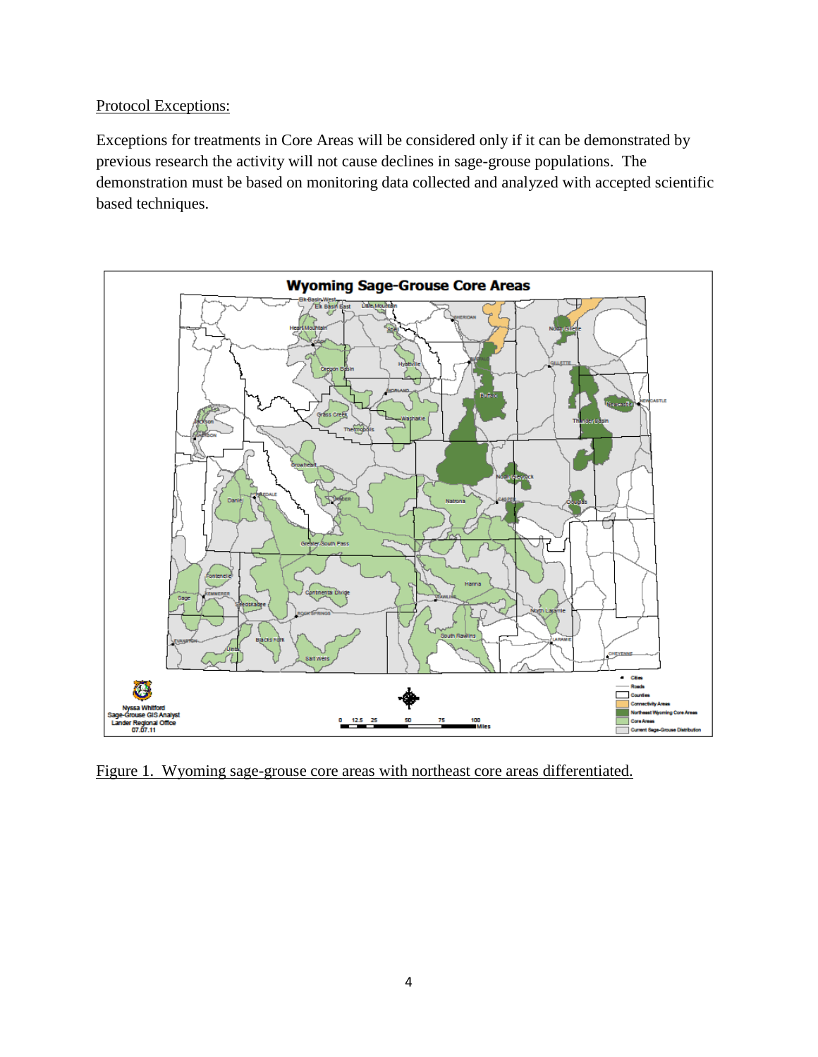Protocol Exceptions:

Exceptions for treatments in Core Areas will be considered only if it can be demonstrated by previous research the activity will not cause declines in sage-grouse populations. The demonstration must be based on monitoring data collected and analyzed with accepted scientific based techniques.

Figure 1. Wyoming sage-grouse core areas with northeast core areas differentiated.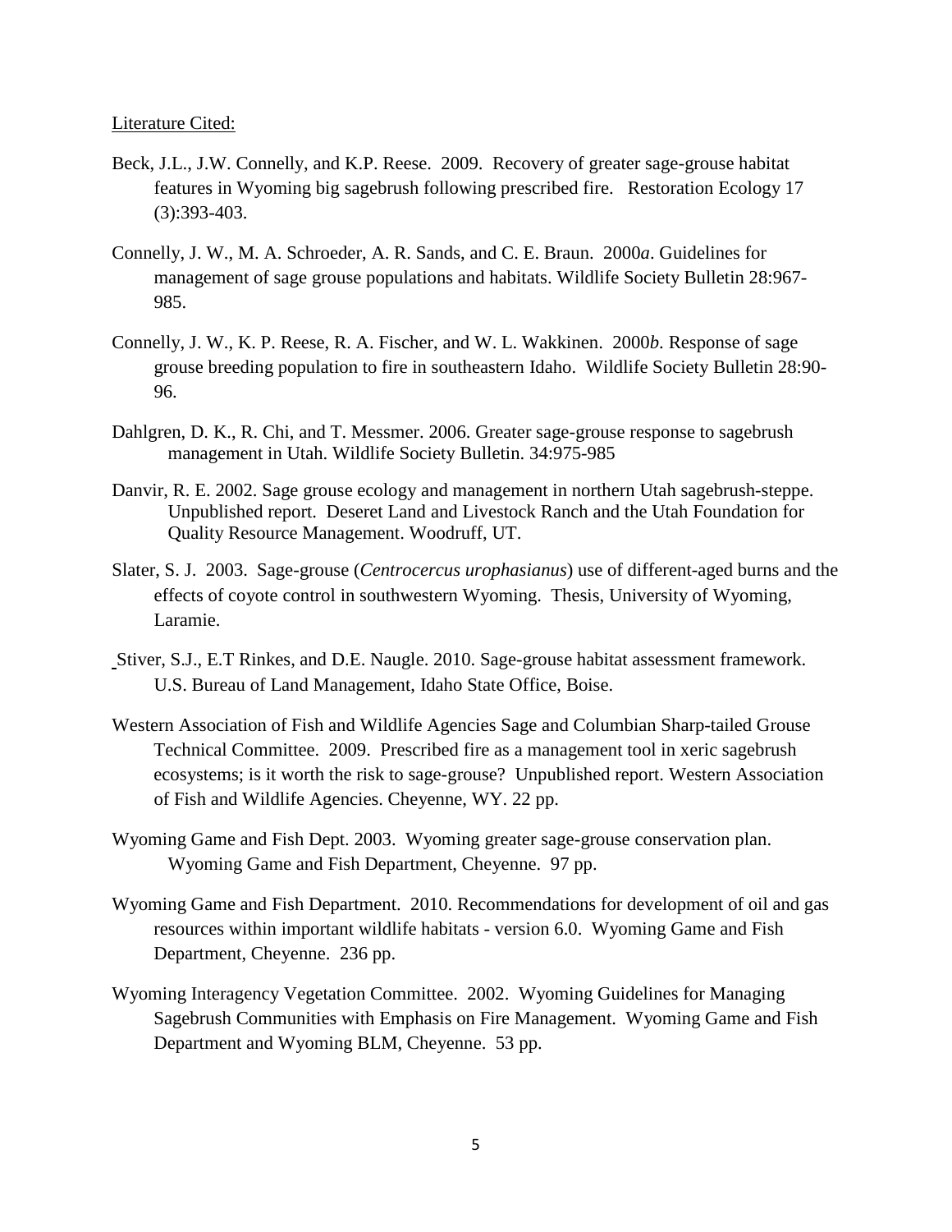Literature Cited:

Beck, J.L., J.W. Connelly, and K.P. Reese. 2009. Recovery of greater sage-grouse habitat features in Wyoming big sagebrush following prescribed fire. Restoration Ecology 17 (3):393-403.

Connelly, J. W., M. A. Schroeder, A. R. Sands, and C. E. Braun. 2000*a*. Guidelines for management of sage grouse populations and habitats. Wildlife Society Bulletin 28:967-985.

Connelly, J. W., K. P. Reese, R. A. Fischer, and W. L. Wakkinen. 2000*b*. Response of sage grouse breeding population to fire in southeastern Idaho. Wildlife Society Bulletin 28:90-96.

Dahlgren, D. K., R. Chi, and T. Messmer. 2006. Greater sage-grouse response to sagebrush management in Utah. Wildlife Society Bulletin. 34:975-985

Danvir, R. E. 2002. Sage grouse ecology and management in northern Utah sagebrush-steppe. Unpublished report. Deseret Land and Livestock Ranch and the Utah Foundation for Quality Resource Management. Woodruff, UT.

Slater, S. J. 2003. Sage-grouse (*Centrocercus urophasianus*) use of different-aged burns and the effects of coyote control in southwestern Wyoming. Thesis, University of Wyoming, Laramie.

Stiver, S.J., E.T Rinkes, and D.E. Naugle. 2010. Sage-grouse habitat assessment framework. U.S. Bureau of Land Management, Idaho State Office, Boise.

Western Association of Fish and Wildlife Agencies Sage and Columbian Sharp-tailed Grouse Technical Committee. 2009. Prescribed fire as a management tool in xeric sagebrush ecosystems; is it worth the risk to sage-grouse? Unpublished report. Western Association of Fish and Wildlife Agencies. Cheyenne, WY. 22 pp.

Wyoming Game and Fish Dept. 2003. Wyoming greater sage-grouse conservation plan. Wyoming Game and Fish Department, Cheyenne. 97 pp.

Wyoming Game and Fish Department. 2010. Recommendations for development of oil and gas resources within important wildlife habitats - version 6.0. Wyoming Game and Fish Department, Cheyenne. 236 pp.

Wyoming Interagency Vegetation Committee. 2002. Wyoming Guidelines for Managing Sagebrush Communities with Emphasis on Fire Management. Wyoming Game and Fish Department and Wyoming BLM, Cheyenne. 53 pp.